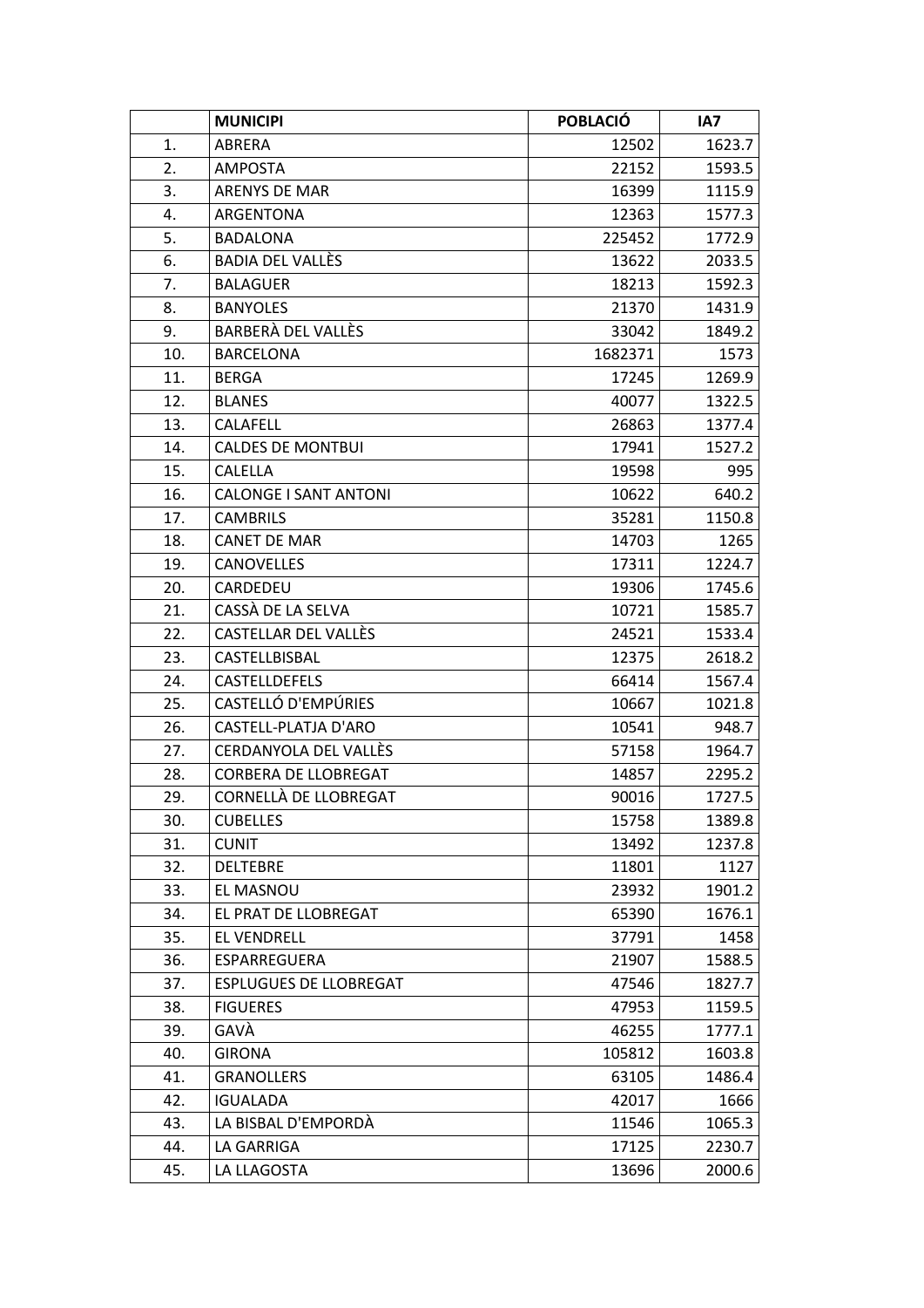| | MUNICIPI | POBLACIÓ | IA7 |
|---|---|---|---|
| 1. | ABRERA | 12502 | 1623.7 |
| 2. | AMPOSTA | 22152 | 1593.5 |
| 3. | ARENYS DE MAR | 16399 | 1115.9 |
| 4. | ARGENTONA | 12363 | 1577.3 |
| 5. | BADALONA | 225452 | 1772.9 |
| 6. | BADIA DEL VALLÈS | 13622 | 2033.5 |
| 7. | BALAGUER | 18213 | 1592.3 |
| 8. | BANYOLES | 21370 | 1431.9 |
| 9. | BARBERÀ DEL VALLÈS | 33042 | 1849.2 |
| 10. | BARCELONA | 1682371 | 1573 |
| 11. | BERGA | 17245 | 1269.9 |
| 12. | BLANES | 40077 | 1322.5 |
| 13. | CALAFELL | 26863 | 1377.4 |
| 14. | CALDES DE MONTBUI | 17941 | 1527.2 |
| 15. | CALELLA | 19598 | 995 |
| 16. | CALONGE I SANT ANTONI | 10622 | 640.2 |
| 17. | CAMBRILS | 35281 | 1150.8 |
| 18. | CANET DE MAR | 14703 | 1265 |
| 19. | CANOVELLES | 17311 | 1224.7 |
| 20. | CARDEDEU | 19306 | 1745.6 |
| 21. | CASSÀ DE LA SELVA | 10721 | 1585.7 |
| 22. | CASTELLAR DEL VALLÈS | 24521 | 1533.4 |
| 23. | CASTELLBISBAL | 12375 | 2618.2 |
| 24. | CASTELLDEFELS | 66414 | 1567.4 |
| 25. | CASTELLÓ D'EMPÚRIES | 10667 | 1021.8 |
| 26. | CASTELL-PLATJA D'ARO | 10541 | 948.7 |
| 27. | CERDANYOLA DEL VALLÈS | 57158 | 1964.7 |
| 28. | CORBERA DE LLOBREGAT | 14857 | 2295.2 |
| 29. | CORNELLÀ DE LLOBREGAT | 90016 | 1727.5 |
| 30. | CUBELLES | 15758 | 1389.8 |
| 31. | CUNIT | 13492 | 1237.8 |
| 32. | DELTEBRE | 11801 | 1127 |
| 33. | EL MASNOU | 23932 | 1901.2 |
| 34. | EL PRAT DE LLOBREGAT | 65390 | 1676.1 |
| 35. | EL VENDRELL | 37791 | 1458 |
| 36. | ESPARREGUERA | 21907 | 1588.5 |
| 37. | ESPLUGUES DE LLOBREGAT | 47546 | 1827.7 |
| 38. | FIGUERES | 47953 | 1159.5 |
| 39. | GAVÀ | 46255 | 1777.1 |
| 40. | GIRONA | 105812 | 1603.8 |
| 41. | GRANOLLERS | 63105 | 1486.4 |
| 42. | IGUALADA | 42017 | 1666 |
| 43. | LA BISBAL D'EMPORDÀ | 11546 | 1065.3 |
| 44. | LA GARRIGA | 17125 | 2230.7 |
| 45. | LA LLAGOSTA | 13696 | 2000.6 |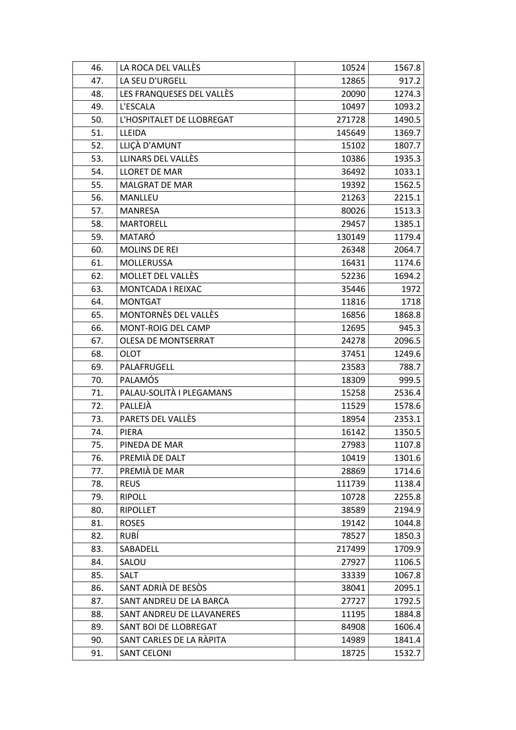| | | | |
|---|---|---|---|
| 46. | LA ROCA DEL VALLÈS | 10524 | 1567.8 |
| 47. | LA SEU D'URGELL | 12865 | 917.2 |
| 48. | LES FRANQUESES DEL VALLÈS | 20090 | 1274.3 |
| 49. | L'ESCALA | 10497 | 1093.2 |
| 50. | L'HOSPITALET DE LLOBREGAT | 271728 | 1490.5 |
| 51. | LLEIDA | 145649 | 1369.7 |
| 52. | LLIÇÀ D'AMUNT | 15102 | 1807.7 |
| 53. | LLINARS DEL VALLÈS | 10386 | 1935.3 |
| 54. | LLORET DE MAR | 36492 | 1033.1 |
| 55. | MALGRAT DE MAR | 19392 | 1562.5 |
| 56. | MANLLEU | 21263 | 2215.1 |
| 57. | MANRESA | 80026 | 1513.3 |
| 58. | MARTORELL | 29457 | 1385.1 |
| 59. | MATARÓ | 130149 | 1179.4 |
| 60. | MOLINS DE REI | 26348 | 2064.7 |
| 61. | MOLLERUSSA | 16431 | 1174.6 |
| 62. | MOLLET DEL VALLÈS | 52236 | 1694.2 |
| 63. | MONTCADA I REIXAC | 35446 | 1972 |
| 64. | MONTGAT | 11816 | 1718 |
| 65. | MONTORNÈS DEL VALLÈS | 16856 | 1868.8 |
| 66. | MONT-ROIG DEL CAMP | 12695 | 945.3 |
| 67. | OLESA DE MONTSERRAT | 24278 | 2096.5 |
| 68. | OLOT | 37451 | 1249.6 |
| 69. | PALAFRUGELL | 23583 | 788.7 |
| 70. | PALAMÓS | 18309 | 999.5 |
| 71. | PALAU-SOLITÀ I PLEGAMANS | 15258 | 2536.4 |
| 72. | PALLEJÀ | 11529 | 1578.6 |
| 73. | PARETS DEL VALLÈS | 18954 | 2353.1 |
| 74. | PIERA | 16142 | 1350.5 |
| 75. | PINEDA DE MAR | 27983 | 1107.8 |
| 76. | PREMIÀ DE DALT | 10419 | 1301.6 |
| 77. | PREMIÀ DE MAR | 28869 | 1714.6 |
| 78. | REUS | 111739 | 1138.4 |
| 79. | RIPOLL | 10728 | 2255.8 |
| 80. | RIPOLLET | 38589 | 2194.9 |
| 81. | ROSES | 19142 | 1044.8 |
| 82. | RUBÍ | 78527 | 1850.3 |
| 83. | SABADELL | 217499 | 1709.9 |
| 84. | SALOU | 27927 | 1106.5 |
| 85. | SALT | 33339 | 1067.8 |
| 86. | SANT ADRIÀ DE BESÒS | 38041 | 2095.1 |
| 87. | SANT ANDREU DE LA BARCA | 27727 | 1792.5 |
| 88. | SANT ANDREU DE LLAVANERES | 11195 | 1884.8 |
| 89. | SANT BOI DE LLOBREGAT | 84908 | 1606.4 |
| 90. | SANT CARLES DE LA RÀPITA | 14989 | 1841.4 |
| 91. | SANT CELONI | 18725 | 1532.7 |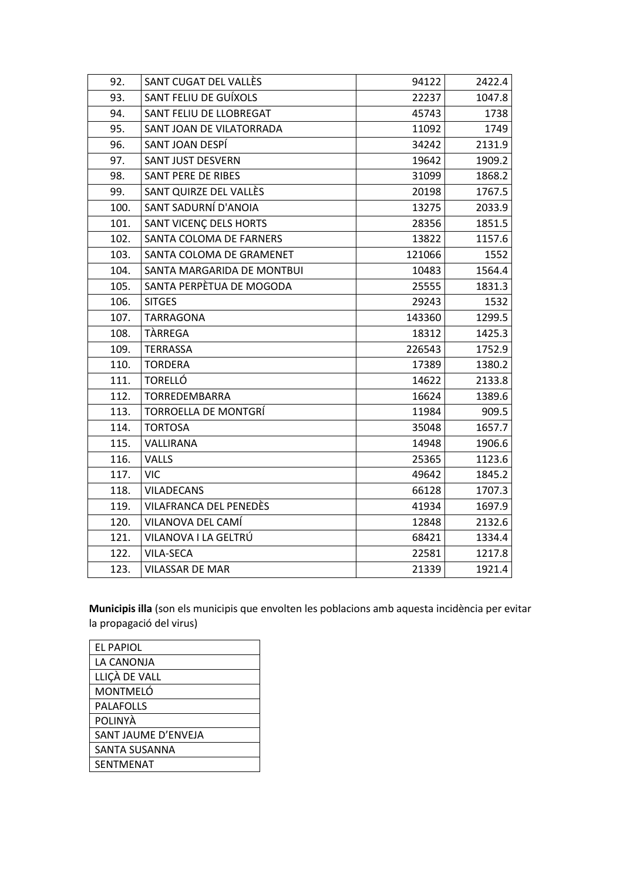| | | | |
|---|---|---|---|
| 92. | SANT CUGAT DEL VALLÈS | 94122 | 2422.4 |
| 93. | SANT FELIU DE GUÍXOLS | 22237 | 1047.8 |
| 94. | SANT FELIU DE LLOBREGAT | 45743 | 1738 |
| 95. | SANT JOAN DE VILATORRADA | 11092 | 1749 |
| 96. | SANT JOAN DESPÍ | 34242 | 2131.9 |
| 97. | SANT JUST DESVERN | 19642 | 1909.2 |
| 98. | SANT PERE DE RIBES | 31099 | 1868.2 |
| 99. | SANT QUIRZE DEL VALLÈS | 20198 | 1767.5 |
| 100. | SANT SADURNÍ D'ANOIA | 13275 | 2033.9 |
| 101. | SANT VICENÇ DELS HORTS | 28356 | 1851.5 |
| 102. | SANTA COLOMA DE FARNERS | 13822 | 1157.6 |
| 103. | SANTA COLOMA DE GRAMENET | 121066 | 1552 |
| 104. | SANTA MARGARIDA DE MONTBUI | 10483 | 1564.4 |
| 105. | SANTA PERPÈTUA DE MOGODA | 25555 | 1831.3 |
| 106. | SITGES | 29243 | 1532 |
| 107. | TARRAGONA | 143360 | 1299.5 |
| 108. | TÀRREGA | 18312 | 1425.3 |
| 109. | TERRASSA | 226543 | 1752.9 |
| 110. | TORDERA | 17389 | 1380.2 |
| 111. | TORELLÓ | 14622 | 2133.8 |
| 112. | TORREDEMBARRA | 16624 | 1389.6 |
| 113. | TORROELLA DE MONTGRÍ | 11984 | 909.5 |
| 114. | TORTOSA | 35048 | 1657.7 |
| 115. | VALLIRANA | 14948 | 1906.6 |
| 116. | VALLS | 25365 | 1123.6 |
| 117. | VIC | 49642 | 1845.2 |
| 118. | VILADECANS | 66128 | 1707.3 |
| 119. | VILAFRANCA DEL PENEDÈS | 41934 | 1697.9 |
| 120. | VILANOVA DEL CAMÍ | 12848 | 2132.6 |
| 121. | VILANOVA I LA GELTRÚ | 68421 | 1334.4 |
| 122. | VILA-SECA | 22581 | 1217.8 |
| 123. | VILASSAR DE MAR | 21339 | 1921.4 |

**Municipis illa** (son els municipis que envolten les poblacions amb aquesta incidència per evitar la propagació del virus)

| |
|---|
| EL PAPIOL |
| LA CANONJA |
| LLIÇÀ DE VALL |
| MONTMELÓ |
| PALAFOLLS |
| POLINYÀ |
| SANT JAUME D'ENVEJA |
| SANTA SUSANNA |
| SENTMENAT |